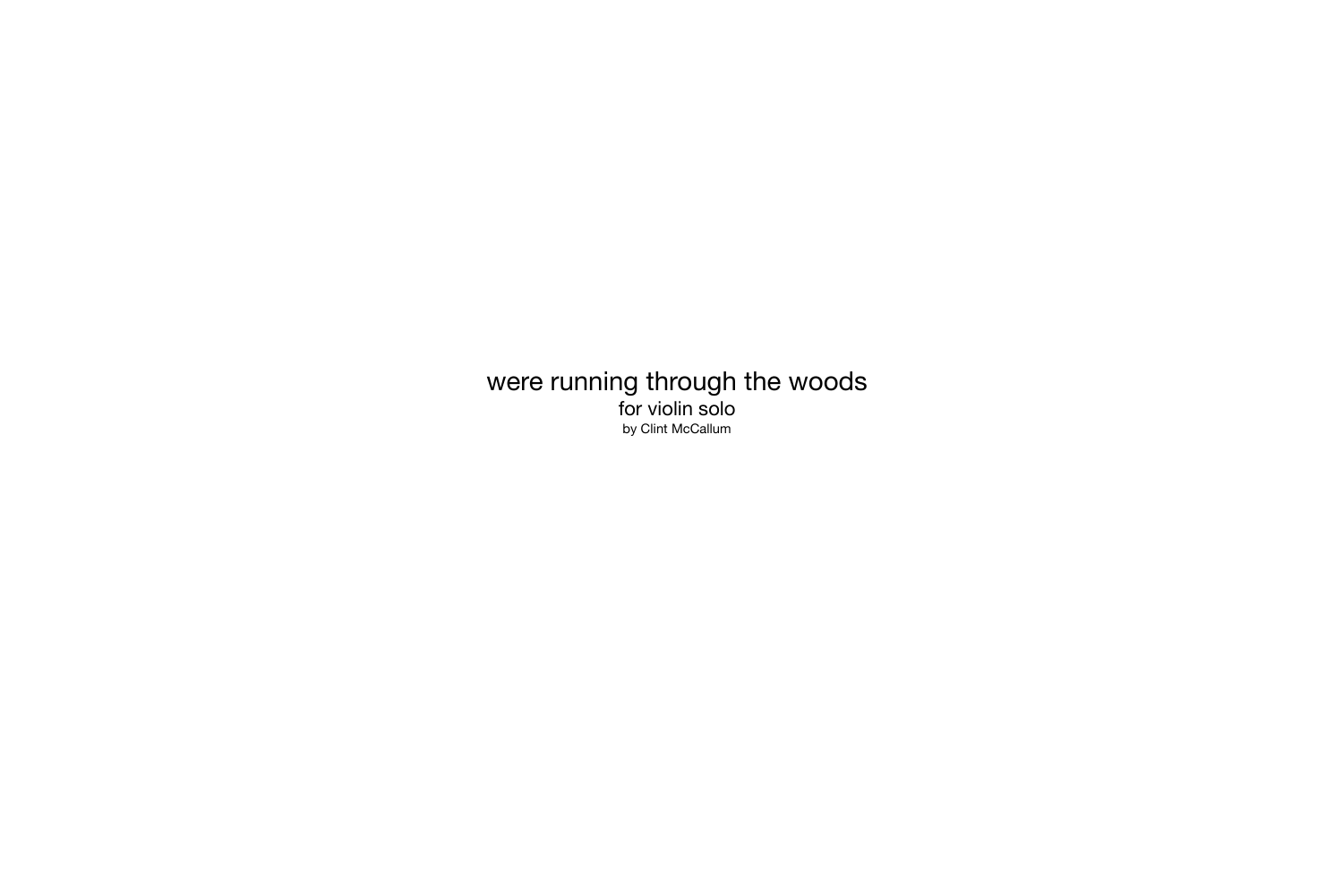# were running through the woods

## for violin solo

by Clint McCallum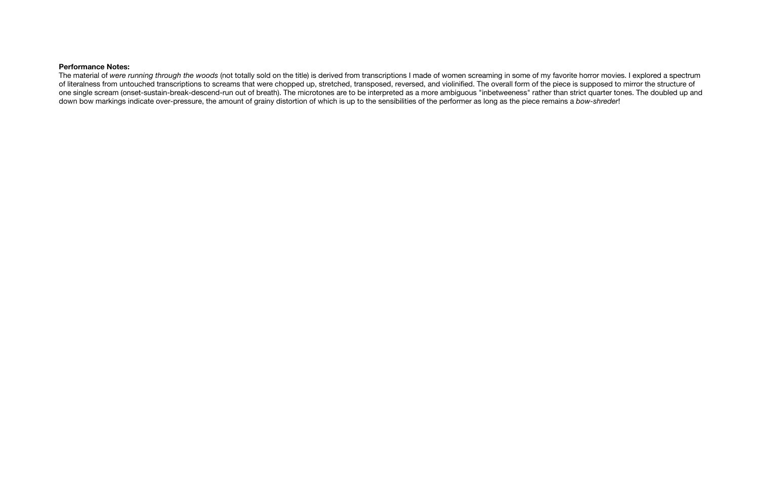**Performance Notes:**

The material of *were running through the woods* (not totally sold on the title) is derived from transcriptions I made of women screaming in some of my favorite horror movies. I explored a spectrum of literalness from untouched transcriptions to screams that were chopped up, stretched, transposed, reversed, and violinified. The overall form of the piece is supposed to mirror the structure of one single scream (onset-sustain-break-descend-run out of breath). The microtones are to be interpreted as a more ambiguous "inbetweeness" rather than strict quarter tones. The doubled up and down bow markings indicate over-pressure, the amount of grainy distortion of which is up to the sensibilities of the performer as long as the piece remains a *bow-shreder*!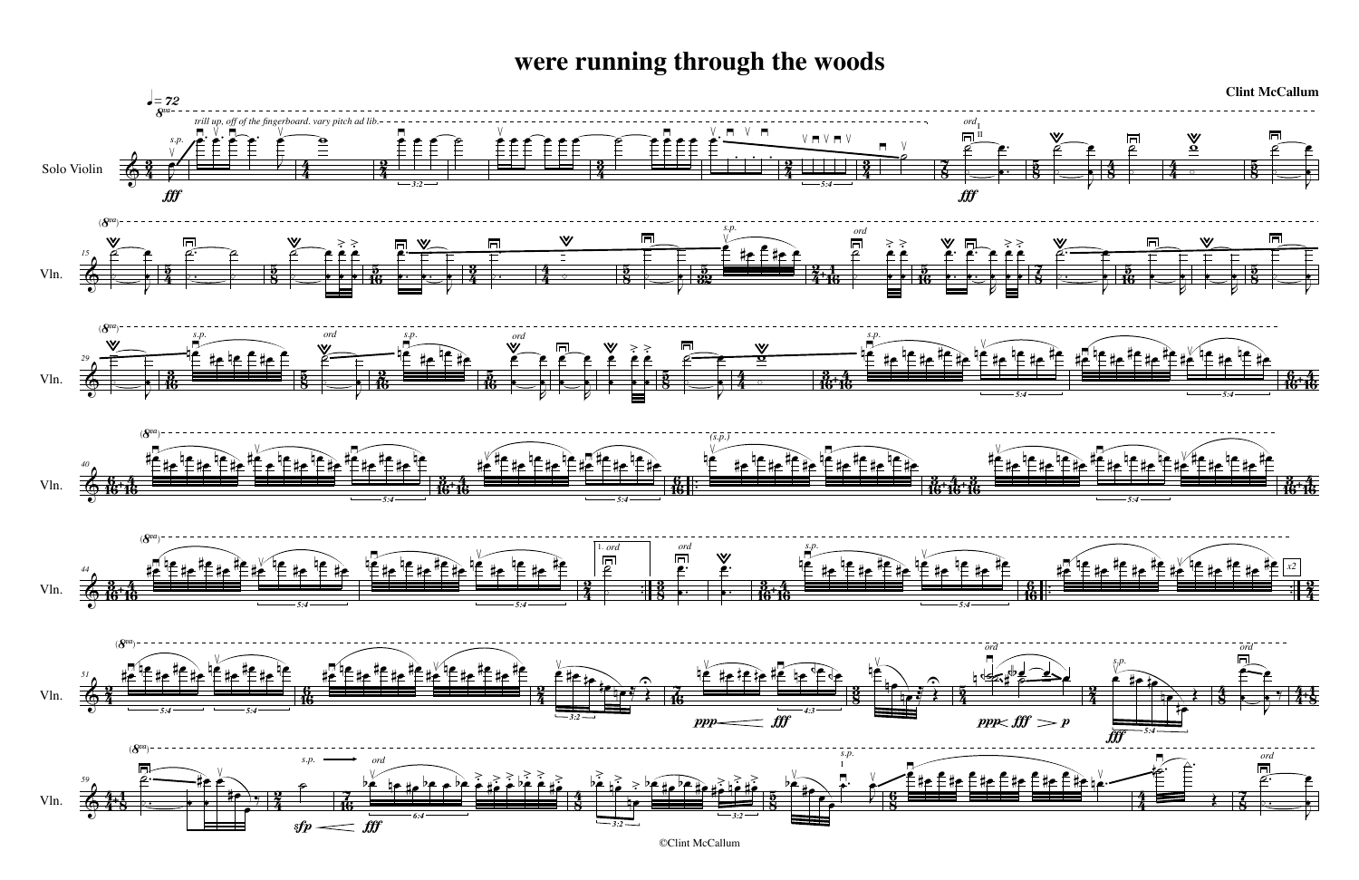# were running through the woods

**Clint McCallum**

♩= 72

Solo Violin

*trill up, off of the fingerboard. vary pitch ad lib.*

©Clint McCallum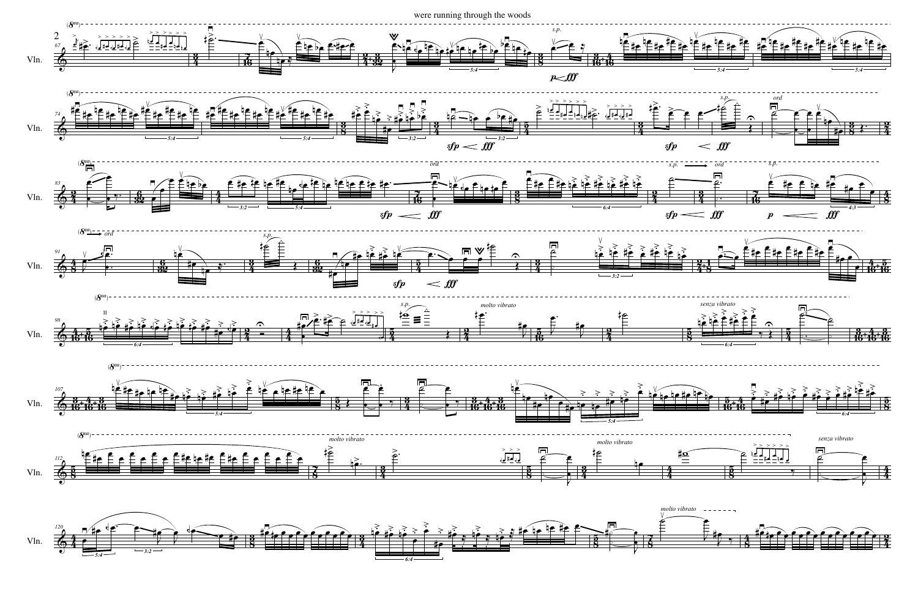were running through the woods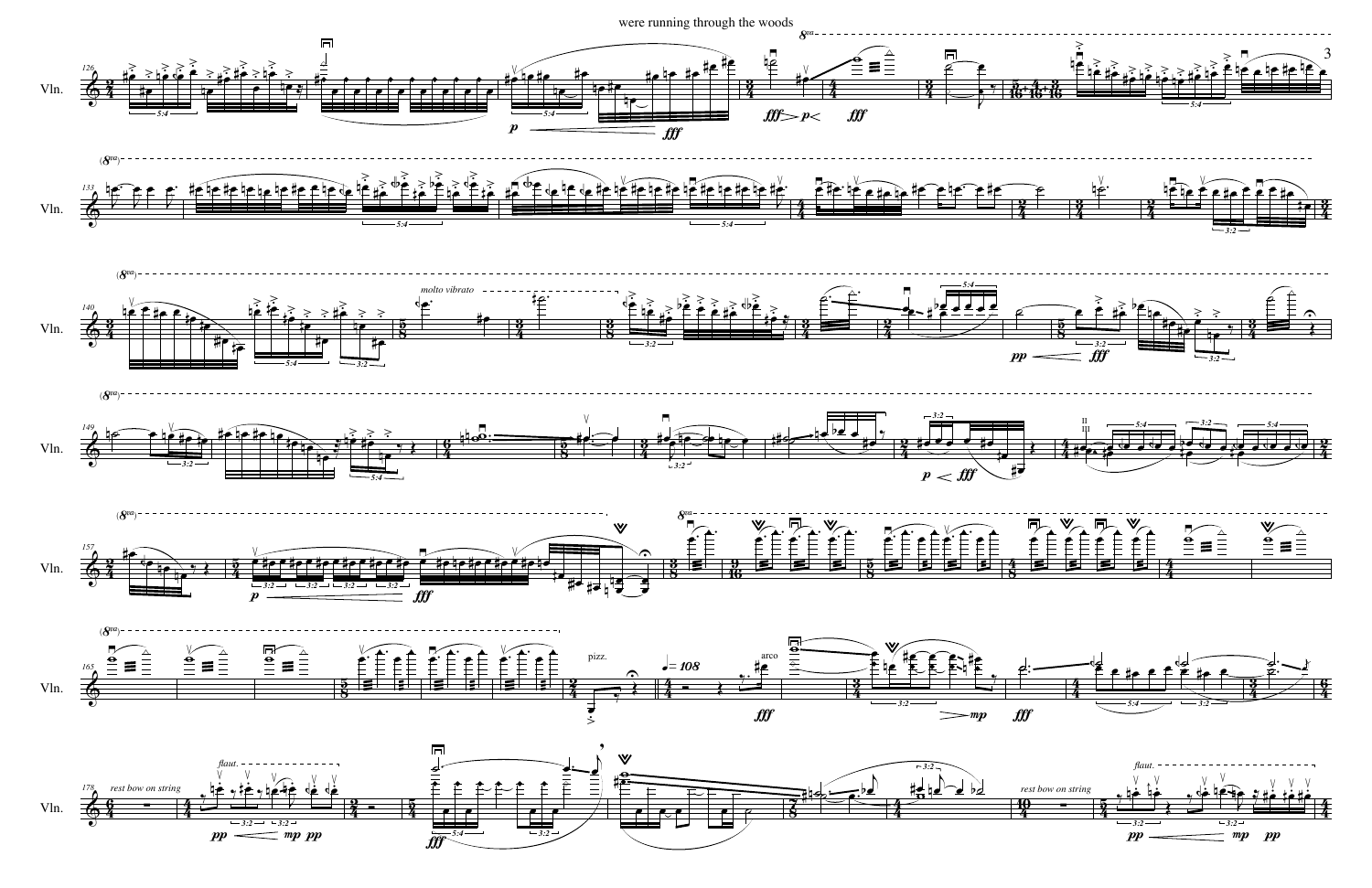were running through the woods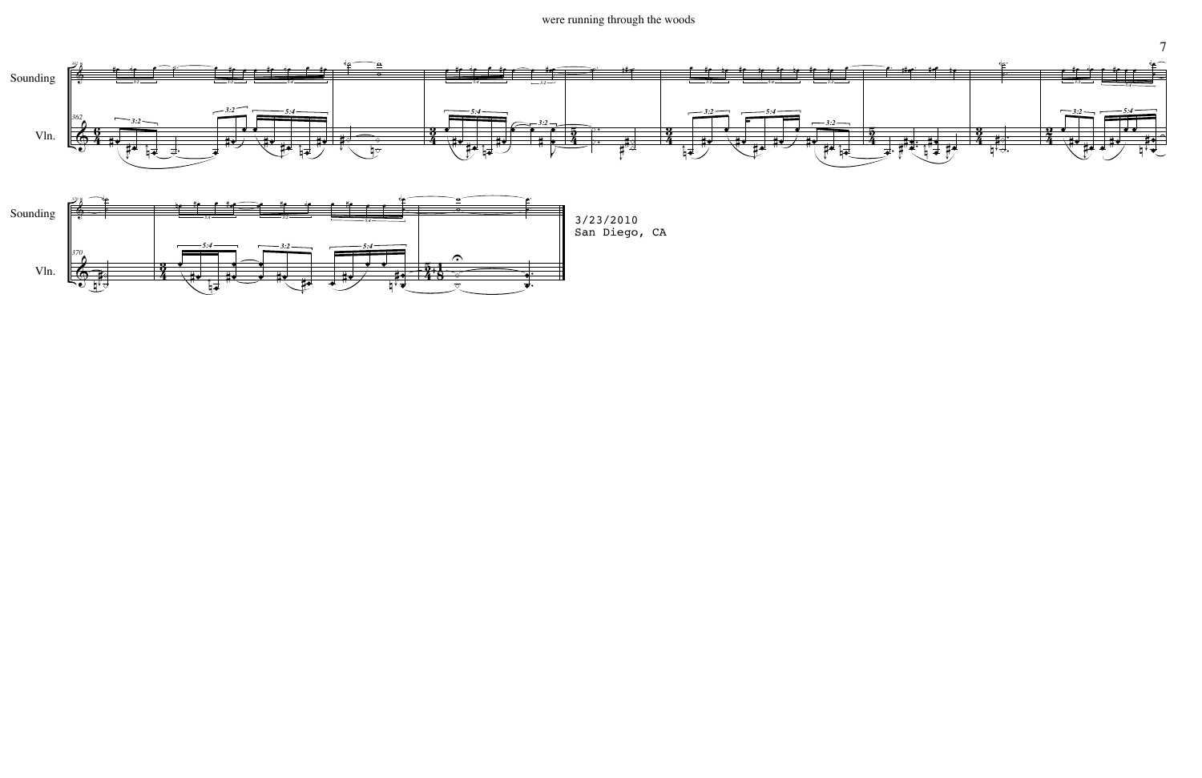3/23/2010
San Diego, CA